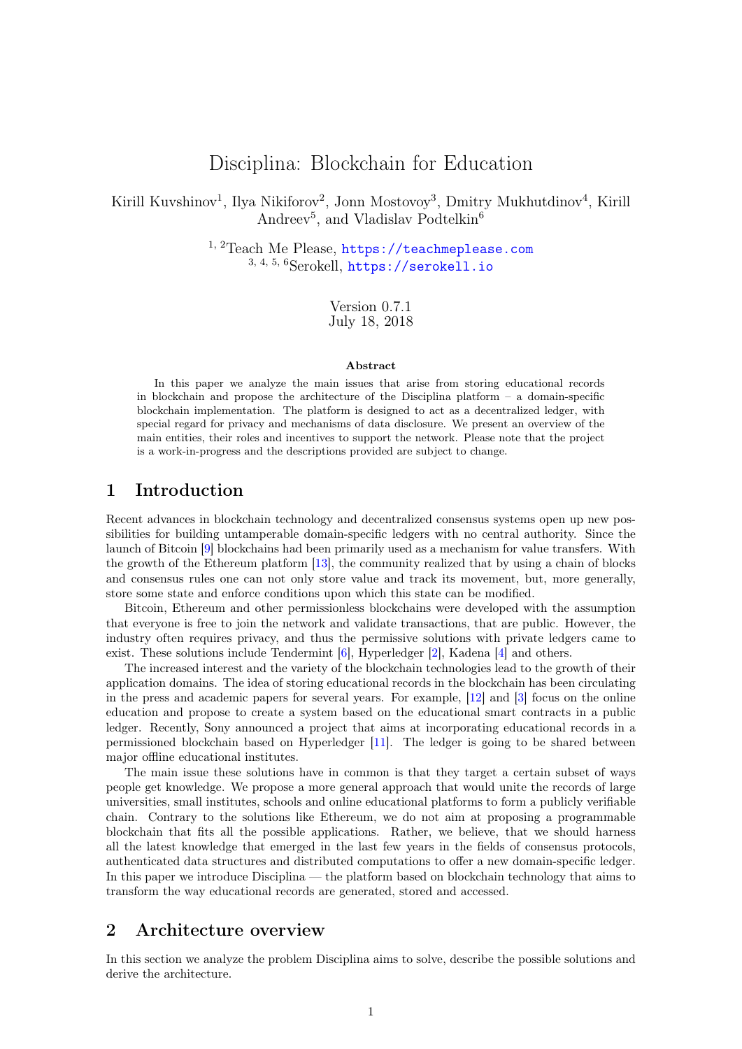# Disciplina: Blockchain for Education

Kirill Kuvshinov[1], Ilya Nikiforov[2], Jonn Mostovoy[3], Dmitry Mukhutdinov[4], Kirill Andreev[5], and Vladislav Podtelkin[6]

[1, 2]Teach Me Please, https://teachmeplease.com
[3, 4, 5, 6]Serokell, https://serokell.io

Version 0.7.1
July 18, 2018

**Abstract**

In this paper we analyze the main issues that arise from storing educational records in blockchain and propose the architecture of the Disciplina platform – a domain-specific blockchain implementation. The platform is designed to act as a decentralized ledger, with special regard for privacy and mechanisms of data disclosure. We present an overview of the main entities, their roles and incentives to support the network. Please note that the project is a work-in-progress and the descriptions provided are subject to change.

## 1 Introduction

Recent advances in blockchain technology and decentralized consensus systems open up new possibilities for building untamperable domain-specific ledgers with no central authority. Since the launch of Bitcoin [9] blockchains had been primarily used as a mechanism for value transfers. With the growth of the Ethereum platform [13], the community realized that by using a chain of blocks and consensus rules one can not only store value and track its movement, but, more generally, store some state and enforce conditions upon which this state can be modified.

Bitcoin, Ethereum and other permissionless blockchains were developed with the assumption that everyone is free to join the network and validate transactions, that are public. However, the industry often requires privacy, and thus the permissive solutions with private ledgers came to exist. These solutions include Tendermint [6], Hyperledger [2], Kadena [4] and others.

The increased interest and the variety of the blockchain technologies lead to the growth of their application domains. The idea of storing educational records in the blockchain has been circulating in the press and academic papers for several years. For example, [12] and [3] focus on the online education and propose to create a system based on the educational smart contracts in a public ledger. Recently, Sony announced a project that aims at incorporating educational records in a permissioned blockchain based on Hyperledger [11]. The ledger is going to be shared between major offline educational institutes.

The main issue these solutions have in common is that they target a certain subset of ways people get knowledge. We propose a more general approach that would unite the records of large universities, small institutes, schools and online educational platforms to form a publicly verifiable chain. Contrary to the solutions like Ethereum, we do not aim at proposing a programmable blockchain that fits all the possible applications. Rather, we believe, that we should harness all the latest knowledge that emerged in the last few years in the fields of consensus protocols, authenticated data structures and distributed computations to offer a new domain-specific ledger. In this paper we introduce Disciplina — the platform based on blockchain technology that aims to transform the way educational records are generated, stored and accessed.

## 2 Architecture overview

In this section we analyze the problem Disciplina aims to solve, describe the possible solutions and derive the architecture.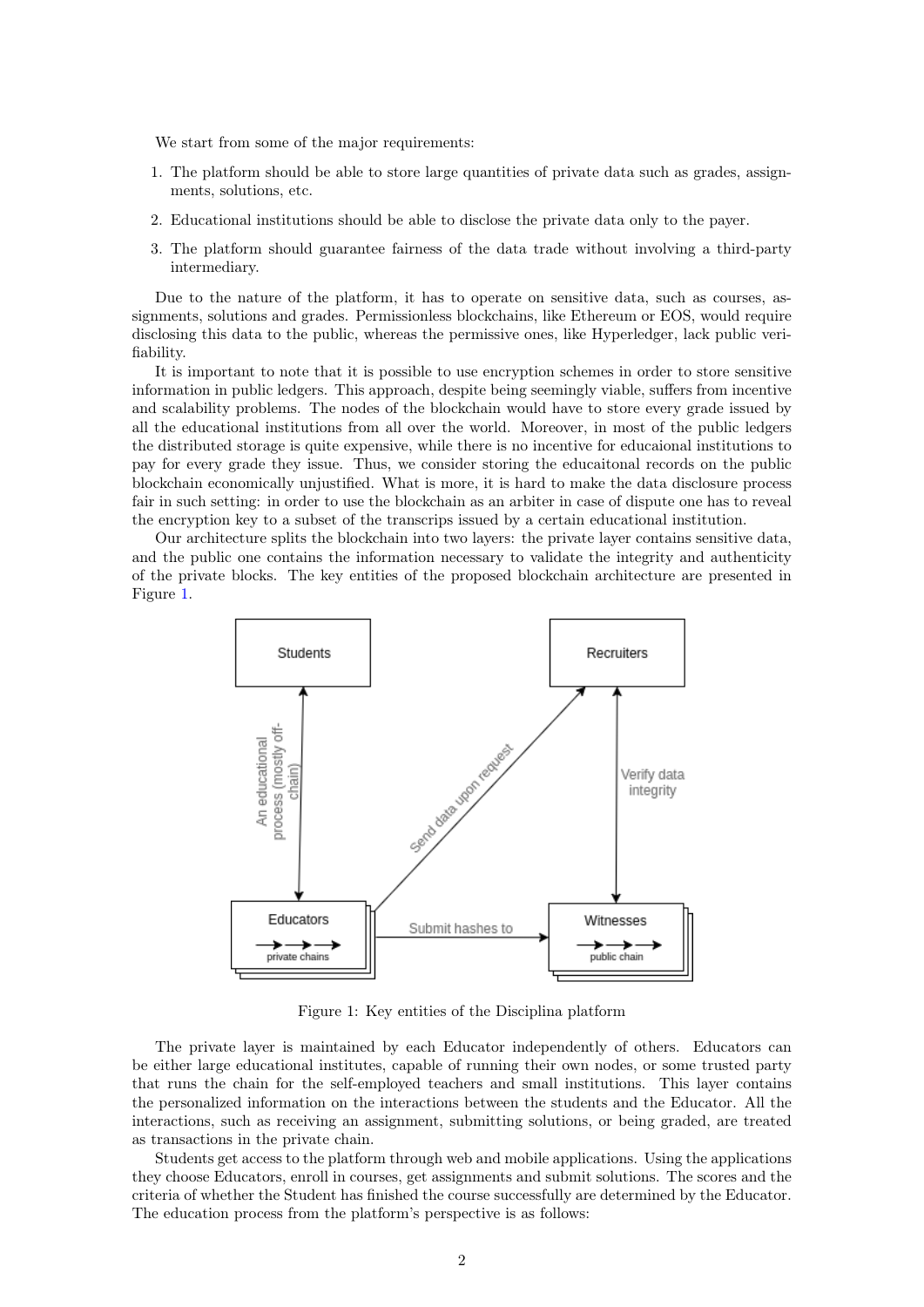We start from some of the major requirements:

1. The platform should be able to store large quantities of private data such as grades, assignments, solutions, etc.
2. Educational institutions should be able to disclose the private data only to the payer.
3. The platform should guarantee fairness of the data trade without involving a third-party intermediary.

Due to the nature of the platform, it has to operate on sensitive data, such as courses, assignments, solutions and grades. Permissionless blockchains, like Ethereum or EOS, would require disclosing this data to the public, whereas the permissive ones, like Hyperledger, lack public verifiability.

It is important to note that it is possible to use encryption schemes in order to store sensitive information in public ledgers. This approach, despite being seemingly viable, suffers from incentive and scalability problems. The nodes of the blockchain would have to store every grade issued by all the educational institutions from all over the world. Moreover, in most of the public ledgers the distributed storage is quite expensive, while there is no incentive for educaional institutions to pay for every grade they issue. Thus, we consider storing the educaitonal records on the public blockchain economically unjustified. What is more, it is hard to make the data disclosure process fair in such setting: in order to use the blockchain as an arbiter in case of dispute one has to reveal the encryption key to a subset of the transcrips issued by a certain educational institution.

Our architecture splits the blockchain into two layers: the private layer contains sensitive data, and the public one contains the information necessary to validate the integrity and authenticity of the private blocks. The key entities of the proposed blockchain architecture are presented in Figure 1.

Figure 1: Key entities of the Disciplina platform

The private layer is maintained by each Educator independently of others. Educators can be either large educational institutes, capable of running their own nodes, or some trusted party that runs the chain for the self-employed teachers and small institutions. This layer contains the personalized information on the interactions between the students and the Educator. All the interactions, such as receiving an assignment, submitting solutions, or being graded, are treated as transactions in the private chain.

Students get access to the platform through web and mobile applications. Using the applications they choose Educators, enroll in courses, get assignments and submit solutions. The scores and the criteria of whether the Student has finished the course successfully are determined by the Educator. The education process from the platform's perspective is as follows: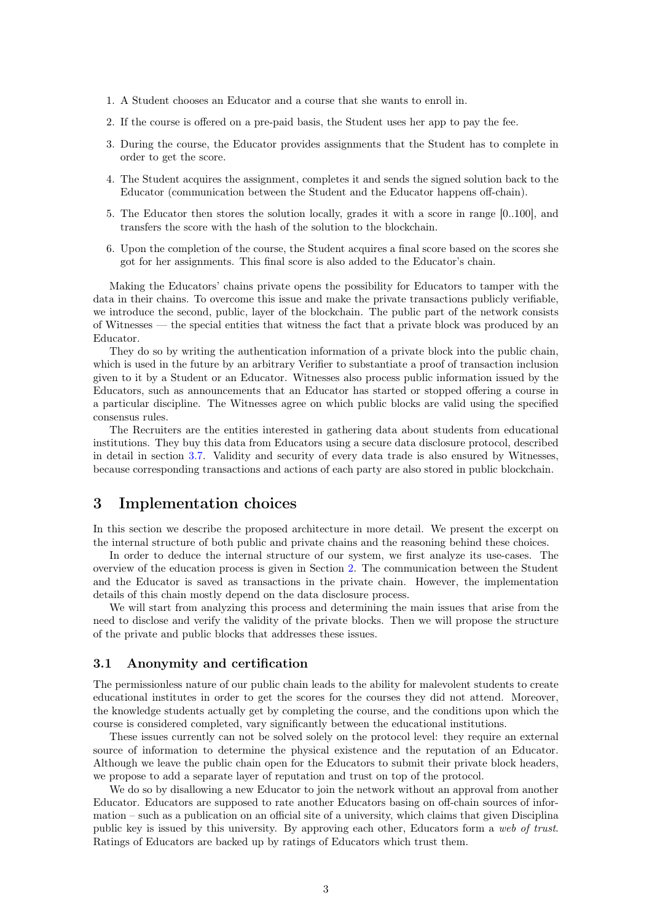1. A Student chooses an Educator and a course that she wants to enroll in.
2. If the course is offered on a pre-paid basis, the Student uses her app to pay the fee.
3. During the course, the Educator provides assignments that the Student has to complete in order to get the score.
4. The Student acquires the assignment, completes it and sends the signed solution back to the Educator (communication between the Student and the Educator happens off-chain).
5. The Educator then stores the solution locally, grades it with a score in range [0..100], and transfers the score with the hash of the solution to the blockchain.
6. Upon the completion of the course, the Student acquires a final score based on the scores she got for her assignments. This final score is also added to the Educator's chain.

Making the Educators' chains private opens the possibility for Educators to tamper with the data in their chains. To overcome this issue and make the private transactions publicly verifiable, we introduce the second, public, layer of the blockchain. The public part of the network consists of Witnesses — the special entities that witness the fact that a private block was produced by an Educator.

They do so by writing the authentication information of a private block into the public chain, which is used in the future by an arbitrary Verifier to substantiate a proof of transaction inclusion given to it by a Student or an Educator. Witnesses also process public information issued by the Educators, such as announcements that an Educator has started or stopped offering a course in a particular discipline. The Witnesses agree on which public blocks are valid using the specified consensus rules.

The Recruiters are the entities interested in gathering data about students from educational institutions. They buy this data from Educators using a secure data disclosure protocol, described in detail in section 3.7. Validity and security of every data trade is also ensured by Witnesses, because corresponding transactions and actions of each party are also stored in public blockchain.

# 3 Implementation choices

In this section we describe the proposed architecture in more detail. We present the excerpt on the internal structure of both public and private chains and the reasoning behind these choices.

In order to deduce the internal structure of our system, we first analyze its use-cases. The overview of the education process is given in Section 2. The communication between the Student and the Educator is saved as transactions in the private chain. However, the implementation details of this chain mostly depend on the data disclosure process.

We will start from analyzing this process and determining the main issues that arise from the need to disclose and verify the validity of the private blocks. Then we will propose the structure of the private and public blocks that addresses these issues.

## 3.1 Anonymity and certification

The permissionless nature of our public chain leads to the ability for malevolent students to create educational institutes in order to get the scores for the courses they did not attend. Moreover, the knowledge students actually get by completing the course, and the conditions upon which the course is considered completed, vary significantly between the educational institutions.

These issues currently can not be solved solely on the protocol level: they require an external source of information to determine the physical existence and the reputation of an Educator. Although we leave the public chain open for the Educators to submit their private block headers, we propose to add a separate layer of reputation and trust on top of the protocol.

We do so by disallowing a new Educator to join the network without an approval from another Educator. Educators are supposed to rate another Educators basing on off-chain sources of information – such as a publication on an official site of a university, which claims that given Disciplina public key is issued by this university. By approving each other, Educators form a *web of trust*. Ratings of Educators are backed up by ratings of Educators which trust them.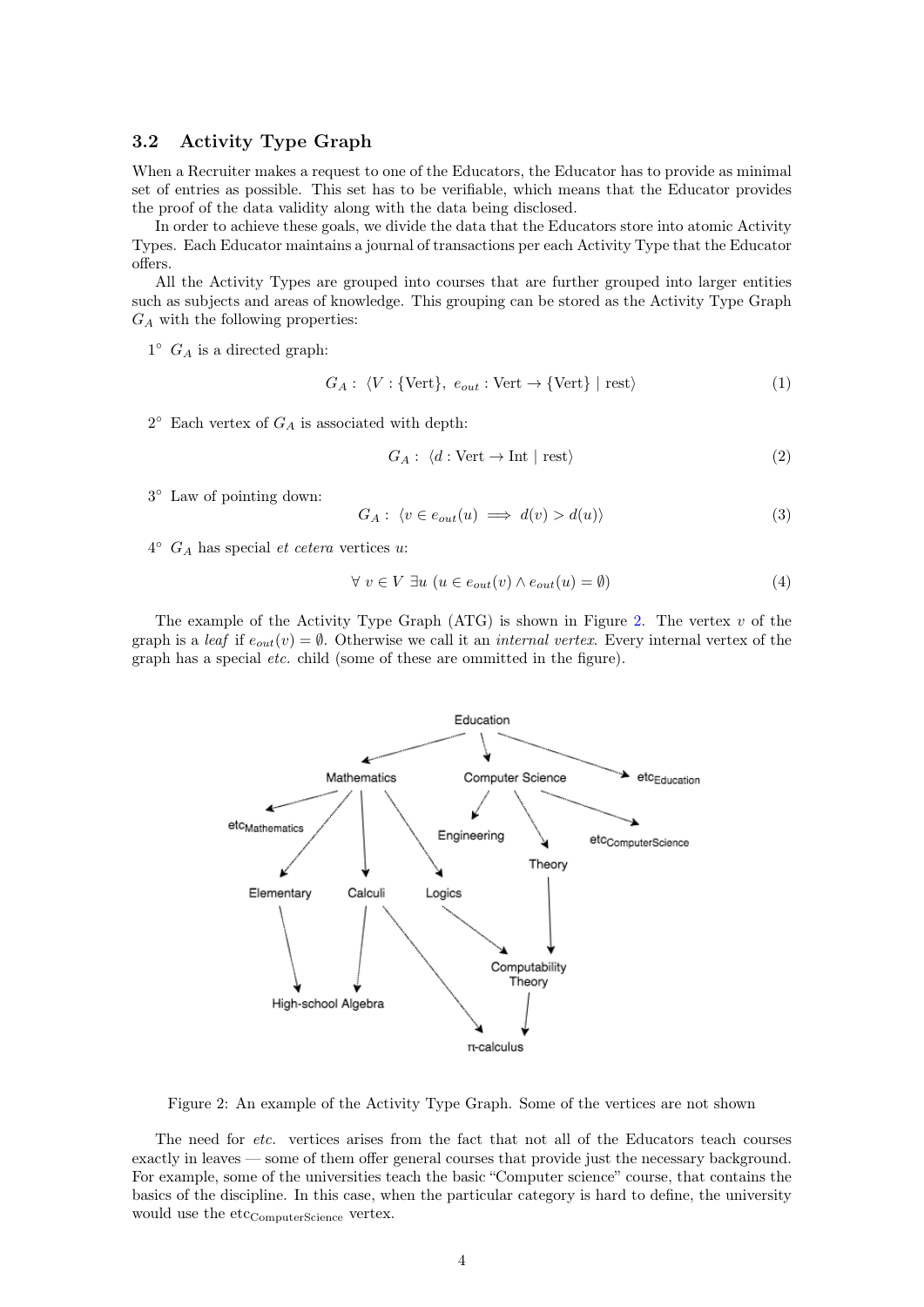### 3.2 Activity Type Graph

When a Recruiter makes a request to one of the Educators, the Educator has to provide as minimal set of entries as possible. This set has to be verifiable, which means that the Educator provides the proof of the data validity along with the data being disclosed.

In order to achieve these goals, we divide the data that the Educators store into atomic Activity Types. Each Educator maintains a journal of transactions per each Activity Type that the Educator offers.

All the Activity Types are grouped into courses that are further grouped into larger entities such as subjects and areas of knowledge. This grouping can be stored as the Activity Type Graph $G_A$ with the following properties:

1° $G_A$ is a directed graph:

$$G_A : \langle V : \{\text{Vert}\},\ e_{out} : \text{Vert} \to \{\text{Vert}\} \mid \text{rest}\rangle \tag{1}$$

2° Each vertex of $G_A$ is associated with depth:

$$G_A : \langle d : \text{Vert} \to \text{Int} \mid \text{rest}\rangle \tag{2}$$

3° Law of pointing down:

$$G_A : \langle v \in e_{out}(u) \implies d(v) > d(u)\rangle \tag{3}$$

4° $G_A$ has special *et cetera* vertices $u$:

$$\forall\ v \in V\ \exists u\ (u \in e_{out}(v) \wedge e_{out}(u) = \emptyset) \tag{4}$$

The example of the Activity Type Graph (ATG) is shown in Figure 2. The vertex $v$ of the graph is a *leaf* if $e_{out}(v) = \emptyset$. Otherwise we call it an *internal vertex*. Every internal vertex of the graph has a special *etc.* child (some of these are ommitted in the figure).

Figure 2: An example of the Activity Type Graph. Some of the vertices are not shown

The need for *etc.* vertices arises from the fact that not all of the Educators teach courses exactly in leaves — some of them offer general courses that provide just the necessary background. For example, some of the universities teach the basic "Computer science" course, that contains the basics of the discipline. In this case, when the particular category is hard to define, the university would use the $\text{etc}_{\text{ComputerScience}}$ vertex.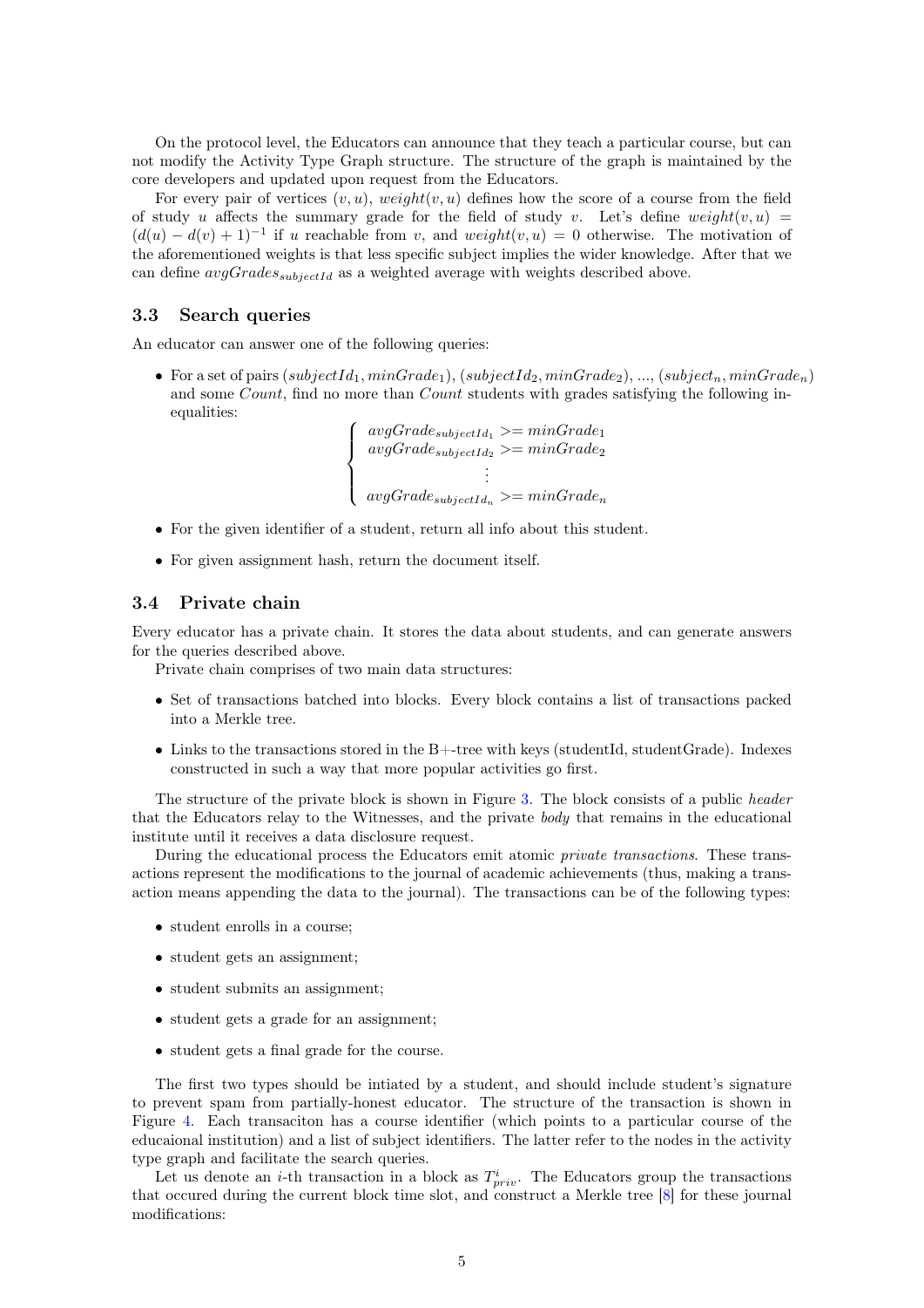On the protocol level, the Educators can announce that they teach a particular course, but can not modify the Activity Type Graph structure. The structure of the graph is maintained by the core developers and updated upon request from the Educators.

For every pair of vertices $(v, u)$, $weight(v, u)$ defines how the score of a course from the field of study $u$ affects the summary grade for the field of study $v$. Let's define $weight(v, u) = (d(u) - d(v) + 1)^{-1}$ if $u$ reachable from $v$, and $weight(v, u) = 0$ otherwise. The motivation of the aforementioned weights is that less specific subject implies the wider knowledge. After that we can define $avgGrades_{subjectId}$ as a weighted average with weights described above.

### 3.3 Search queries

An educator can answer one of the following queries:

- For a set of pairs $(subjectId_1, minGrade_1)$, $(subjectId_2, minGrade_2)$, ..., $(subject_n, minGrade_n)$ and some $Count$, find no more than $Count$ students with grades satisfying the following inequalities:

$$\begin{cases} avgGrade_{subjectId_1} >= minGrade_1 \\ avgGrade_{subjectId_2} >= minGrade_2 \\ \vdots \\ avgGrade_{subjectId_n} >= minGrade_n \end{cases}$$

- For the given identifier of a student, return all info about this student.
- For given assignment hash, return the document itself.

### 3.4 Private chain

Every educator has a private chain. It stores the data about students, and can generate answers for the queries described above.

Private chain comprises of two main data structures:

- Set of transactions batched into blocks. Every block contains a list of transactions packed into a Merkle tree.
- Links to the transactions stored in the B+-tree with keys (studentId, studentGrade). Indexes constructed in such a way that more popular activities go first.

The structure of the private block is shown in Figure 3. The block consists of a public *header* that the Educators relay to the Witnesses, and the private *body* that remains in the educational institute until it receives a data disclosure request.

During the educational process the Educators emit atomic *private transactions*. These transactions represent the modifications to the journal of academic achievements (thus, making a transaction means appending the data to the journal). The transactions can be of the following types:

- student enrolls in a course;
- student gets an assignment;
- student submits an assignment;
- student gets a grade for an assignment;
- student gets a final grade for the course.

The first two types should be intiated by a student, and should include student's signature to prevent spam from partially-honest educator. The structure of the transaction is shown in Figure 4. Each transaciton has a course identifier (which points to a particular course of the educaional institution) and a list of subject identifiers. The latter refer to the nodes in the activity type graph and facilitate the search queries.

Let us denote an $i$-th transaction in a block as $T^i_{priv}$. The Educators group the transactions that occured during the current block time slot, and construct a Merkle tree [8] for these journal modifications: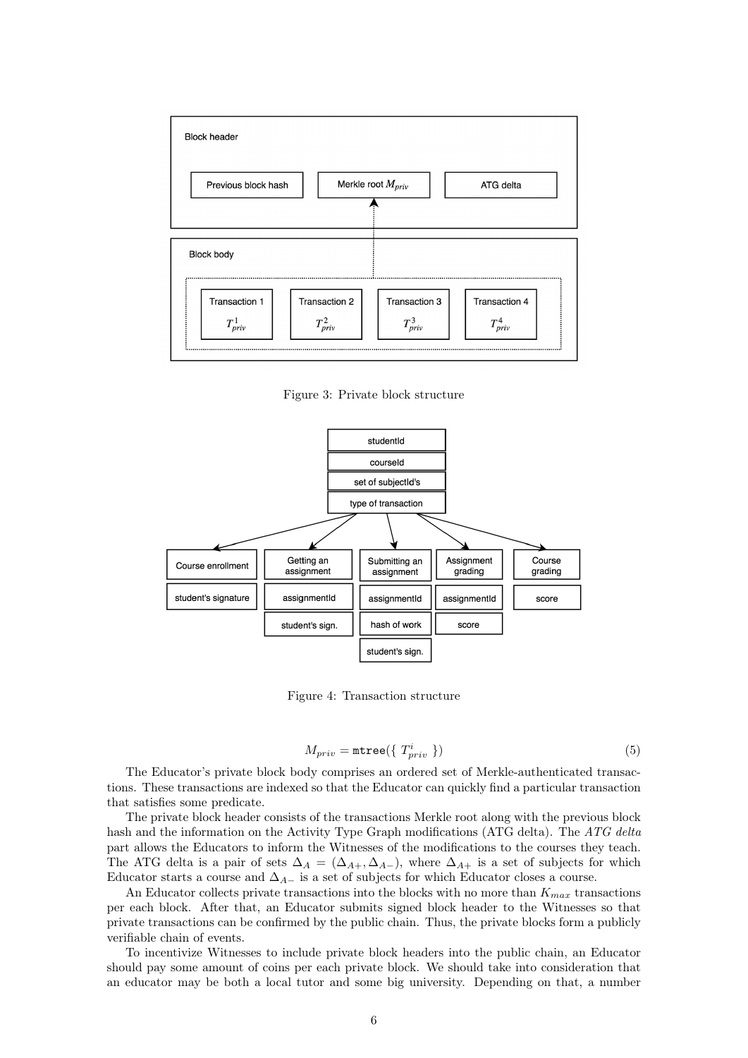Figure 3: Private block structure

Figure 4: Transaction structure

$$M_{priv} = \texttt{mtree}(\{\ T^i_{priv}\ \}) \tag{5}$$

The Educator's private block body comprises an ordered set of Merkle-authenticated transactions. These transactions are indexed so that the Educator can quickly find a particular transaction that satisfies some predicate.

The private block header consists of the transactions Merkle root along with the previous block hash and the information on the Activity Type Graph modifications (ATG delta). The *ATG delta* part allows the Educators to inform the Witnesses of the modifications to the courses they teach. The ATG delta is a pair of sets $\Delta_A = (\Delta_{A+}, \Delta_{A-})$, where $\Delta_{A+}$ is a set of subjects for which Educator starts a course and $\Delta_{A-}$ is a set of subjects for which Educator closes a course.

An Educator collects private transactions into the blocks with no more than $K_{max}$ transactions per each block. After that, an Educator submits signed block header to the Witnesses so that private transactions can be confirmed by the public chain. Thus, the private blocks form a publicly verifiable chain of events.

To incentivize Witnesses to include private block headers into the public chain, an Educator should pay some amount of coins per each private block. We should take into consideration that an educator may be both a local tutor and some big university. Depending on that, a number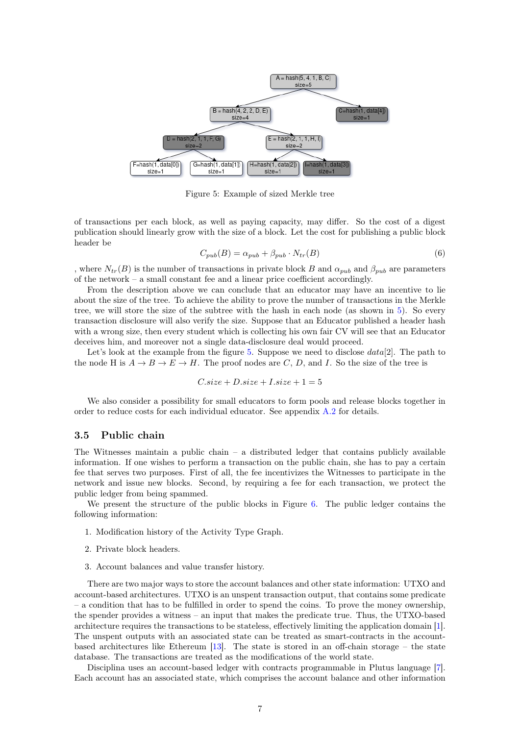Figure 5: Example of sized Merkle tree

of transactions per each block, as well as paying capacity, may differ. So the cost of a digest publication should linearly grow with the size of a block. Let the cost for publishing a public block header be

$$C_{pub}(B) = \alpha_{pub} + \beta_{pub} \cdot N_{tr}(B) \tag{6}$$

, where $N_{tr}(B)$ is the number of transactions in private block $B$ and $\alpha_{pub}$ and $\beta_{pub}$ are parameters of the network – a small constant fee and a linear price coefficient accordingly.

From the description above we can conclude that an educator may have an incentive to lie about the size of the tree. To achieve the ability to prove the number of transactions in the Merkle tree, we will store the size of the subtree with the hash in each node (as shown in 5). So every transaction disclosure will also verify the size. Suppose that an Educator published a header hash with a wrong size, then every student which is collecting his own fair CV will see that an Educator deceives him, and moreover not a single data-disclosure deal would proceed.

Let's look at the example from the figure 5. Suppose we need to disclose $data[2]$. The path to the node H is $A \rightarrow B \rightarrow E \rightarrow H$. The proof nodes are $C$, $D$, and $I$. So the size of the tree is

$$C.size + D.size + I.size + 1 = 5$$

We also consider a possibility for small educators to form pools and release blocks together in order to reduce costs for each individual educator. See appendix A.2 for details.

### 3.5 Public chain

The Witnesses maintain a public chain – a distributed ledger that contains publicly available information. If one wishes to perform a transaction on the public chain, she has to pay a certain fee that serves two purposes. First of all, the fee incentivizes the Witnesses to participate in the network and issue new blocks. Second, by requiring a fee for each transaction, we protect the public ledger from being spammed.

We present the structure of the public blocks in Figure 6. The public ledger contains the following information:

1. Modification history of the Activity Type Graph.
2. Private block headers.
3. Account balances and value transfer history.

There are two major ways to store the account balances and other state information: UTXO and account-based architectures. UTXO is an unspent transaction output, that contains some predicate – a condition that has to be fulfilled in order to spend the coins. To prove the money ownership, the spender provides a witness – an input that makes the predicate true. Thus, the UTXO-based architecture requires the transactions to be stateless, effectively limiting the application domain [1]. The unspent outputs with an associated state can be treated as smart-contracts in the account-based architectures like Ethereum [13]. The state is stored in an off-chain storage – the state database. The transactions are treated as the modifications of the world state.

Disciplina uses an account-based ledger with contracts programmable in Plutus language [7]. Each account has an associated state, which comprises the account balance and other information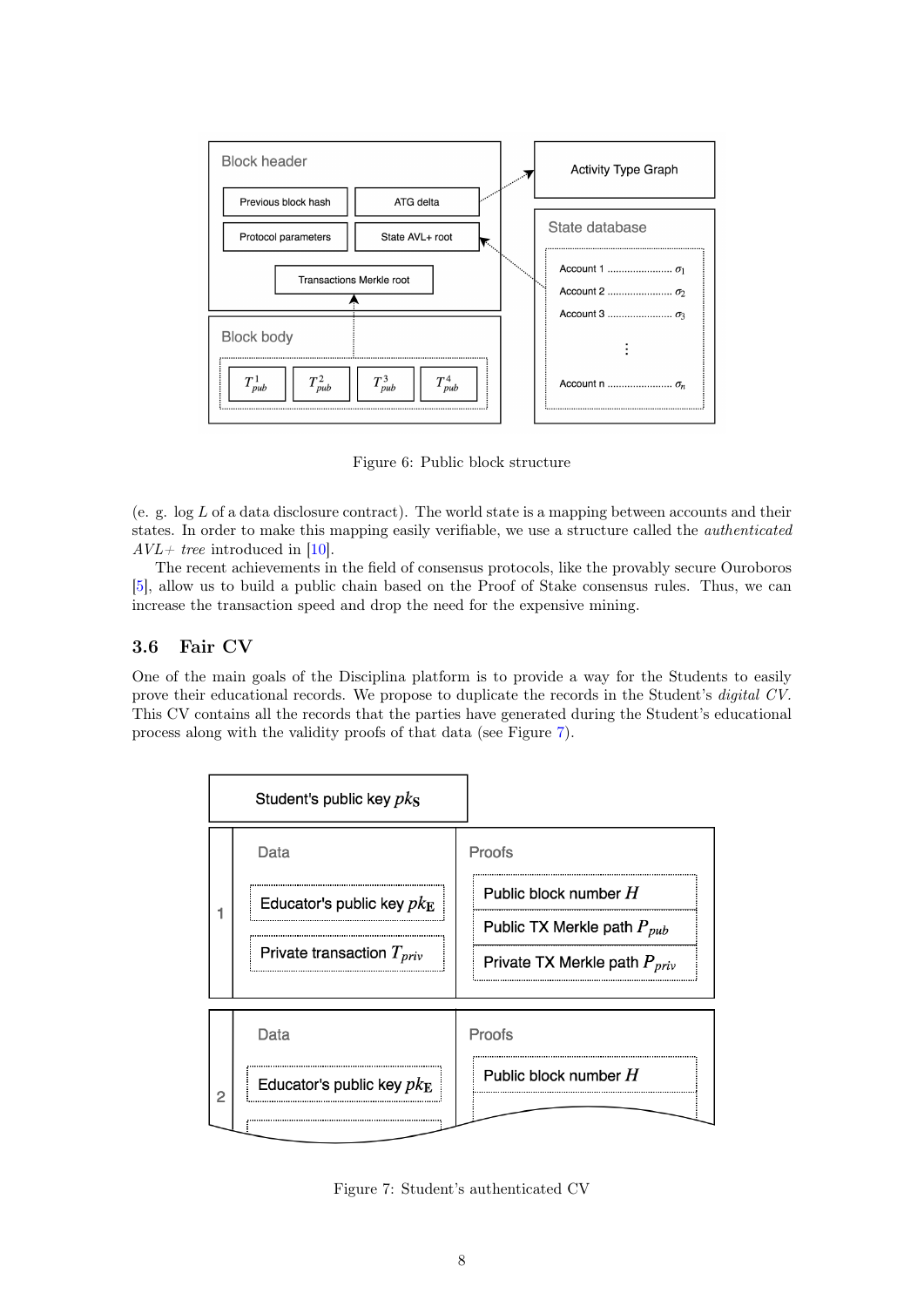Figure 6: Public block structure

(e. g. $\log L$ of a data disclosure contract). The world state is a mapping between accounts and their states. In order to make this mapping easily verifiable, we use a structure called the *authenticated AVL+ tree* introduced in [10].

The recent achievements in the field of consensus protocols, like the provably secure Ouroboros [5], allow us to build a public chain based on the Proof of Stake consensus rules. Thus, we can increase the transaction speed and drop the need for the expensive mining.

### 3.6 Fair CV

One of the main goals of the Disciplina platform is to provide a way for the Students to easily prove their educational records. We propose to duplicate the records in the Student's *digital CV*. This CV contains all the records that the parties have generated during the Student's educational process along with the validity proofs of that data (see Figure 7).

Figure 7: Student's authenticated CV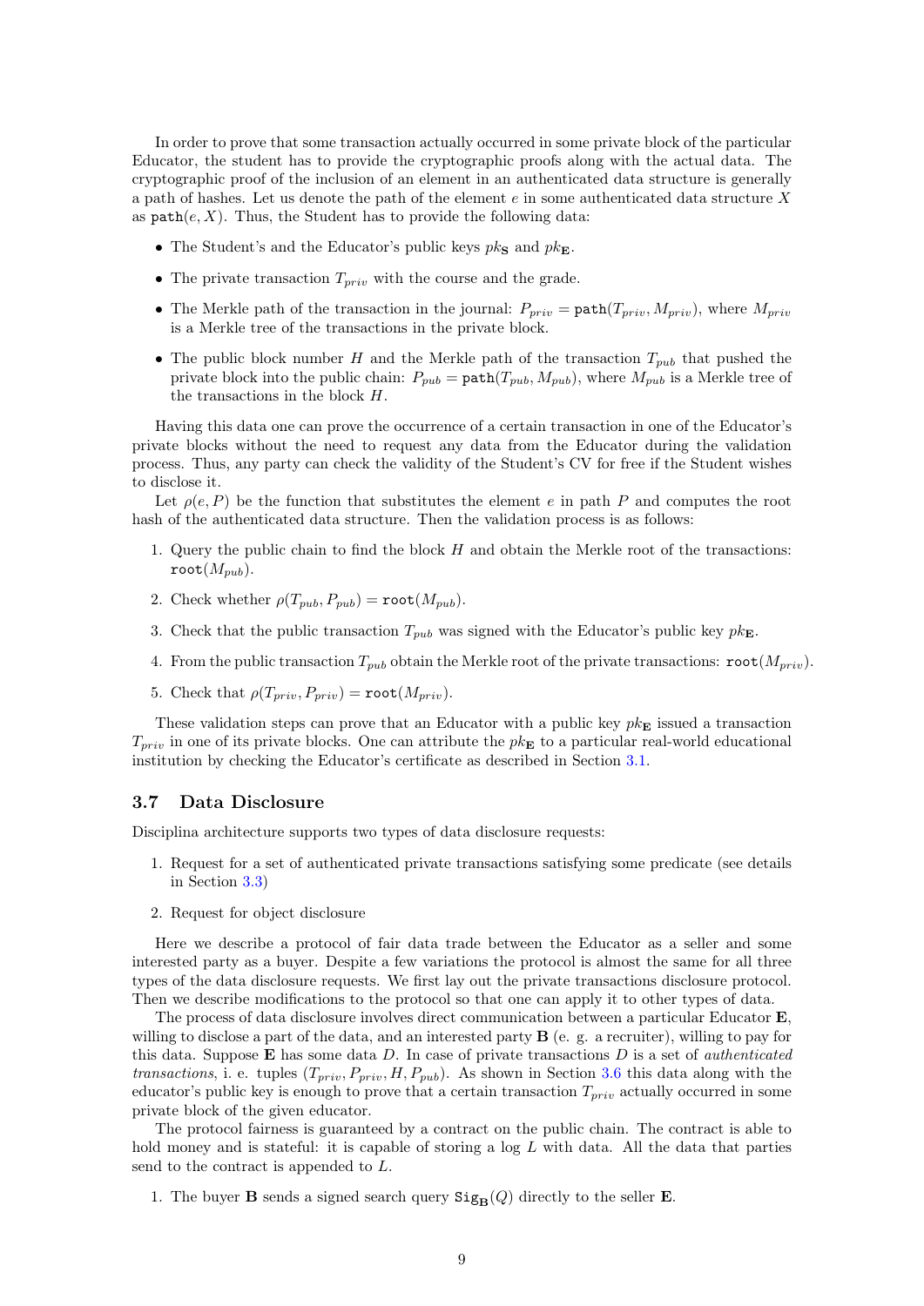In order to prove that some transaction actually occurred in some private block of the particular Educator, the student has to provide the cryptographic proofs along with the actual data. The cryptographic proof of the inclusion of an element in an authenticated data structure is generally a path of hashes. Let us denote the path of the element $e$ in some authenticated data structure $X$ as $\texttt{path}(e, X)$. Thus, the Student has to provide the following data:

- The Student's and the Educator's public keys $pk_{\mathbf{S}}$ and $pk_{\mathbf{E}}$.
- The private transaction $T_{priv}$ with the course and the grade.
- The Merkle path of the transaction in the journal: $P_{priv} = \texttt{path}(T_{priv}, M_{priv})$, where $M_{priv}$ is a Merkle tree of the transactions in the private block.
- The public block number $H$ and the Merkle path of the transaction $T_{pub}$ that pushed the private block into the public chain: $P_{pub} = \texttt{path}(T_{pub}, M_{pub})$, where $M_{pub}$ is a Merkle tree of the transactions in the block $H$.

Having this data one can prove the occurrence of a certain transaction in one of the Educator's private blocks without the need to request any data from the Educator during the validation process. Thus, any party can check the validity of the Student's CV for free if the Student wishes to disclose it.

Let $\rho(e, P)$ be the function that substitutes the element $e$ in path $P$ and computes the root hash of the authenticated data structure. Then the validation process is as follows:

1. Query the public chain to find the block $H$ and obtain the Merkle root of the transactions: $\texttt{root}(M_{pub})$.
2. Check whether $\rho(T_{pub}, P_{pub}) = \texttt{root}(M_{pub})$.
3. Check that the public transaction $T_{pub}$ was signed with the Educator's public key $pk_{\mathbf{E}}$.
4. From the public transaction $T_{pub}$ obtain the Merkle root of the private transactions: $\texttt{root}(M_{priv})$.
5. Check that $\rho(T_{priv}, P_{priv}) = \texttt{root}(M_{priv})$.

These validation steps can prove that an Educator with a public key $pk_{\mathbf{E}}$ issued a transaction $T_{priv}$ in one of its private blocks. One can attribute the $pk_{\mathbf{E}}$ to a particular real-world educational institution by checking the Educator's certificate as described in Section 3.1.

### 3.7 Data Disclosure

Disciplina architecture supports two types of data disclosure requests:

1. Request for a set of authenticated private transactions satisfying some predicate (see details in Section 3.3)
2. Request for object disclosure

Here we describe a protocol of fair data trade between the Educator as a seller and some interested party as a buyer. Despite a few variations the protocol is almost the same for all three types of the data disclosure requests. We first lay out the private transactions disclosure protocol. Then we describe modifications to the protocol so that one can apply it to other types of data.

The process of data disclosure involves direct communication between a particular Educator $\mathbf{E}$, willing to disclose a part of the data, and an interested party $\mathbf{B}$ (e. g. a recruiter), willing to pay for this data. Suppose $\mathbf{E}$ has some data $D$. In case of private transactions $D$ is a set of *authenticated transactions*, i. e. tuples $(T_{priv}, P_{priv}, H, P_{pub})$. As shown in Section 3.6 this data along with the educator's public key is enough to prove that a certain transaction $T_{priv}$ actually occurred in some private block of the given educator.

The protocol fairness is guaranteed by a contract on the public chain. The contract is able to hold money and is stateful: it is capable of storing a log $L$ with data. All the data that parties send to the contract is appended to $L$.

1. The buyer $\mathbf{B}$ sends a signed search query $\texttt{Sig}_{\mathbf{B}}(Q)$ directly to the seller $\mathbf{E}$.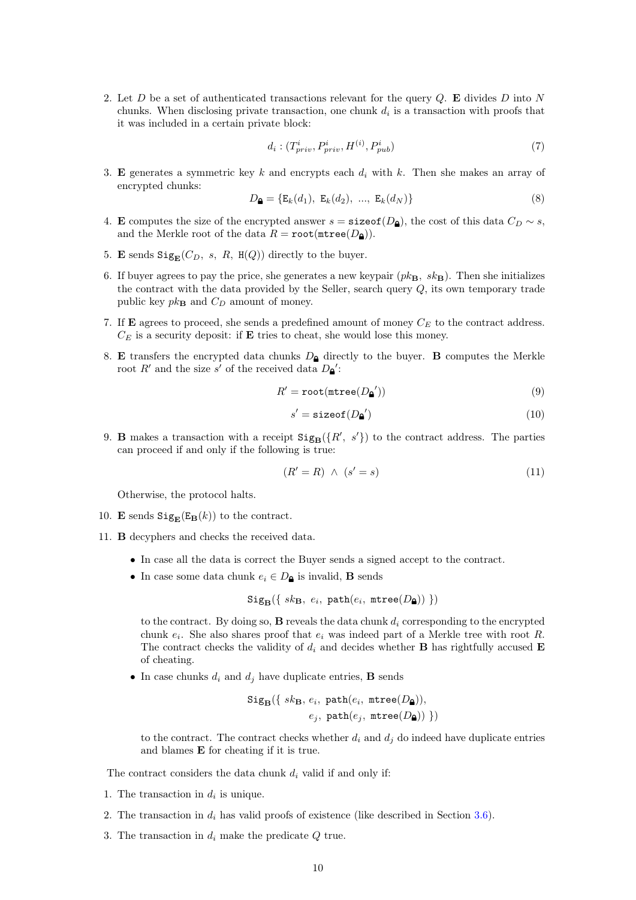2. Let $D$ be a set of authenticated transactions relevant for the query $Q$. **E** divides $D$ into $N$ chunks. When disclosing private transaction, one chunk $d_i$ is a transaction with proofs that it was included in a certain private block:

$$d_i : (T^i_{priv}, P^i_{priv}, H^{(i)}, P^i_{pub}) \tag{7}$$

3. **E** generates a symmetric key $k$ and encrypts each $d_i$ with $k$. Then she makes an array of encrypted chunks:

$$D_{🔒} = \{\mathtt{E}_k(d_1),\ \mathtt{E}_k(d_2),\ ...,\ \mathtt{E}_k(d_N)\} \tag{8}$$

4. **E** computes the size of the encrypted answer $s = \mathtt{sizeof}(D_{🔒})$, the cost of this data $C_D \sim s$, and the Merkle root of the data $R = \mathtt{root}(\mathtt{mtree}(D_{🔒}))$.

5. **E** sends $\mathtt{Sig}_{\mathbf{E}}(C_D,\ s,\ R,\ \mathtt{H}(Q))$ directly to the buyer.

6. If buyer agrees to pay the price, she generates a new keypair $(pk_{\mathbf{B}},\ sk_{\mathbf{B}})$. Then she initializes the contract with the data provided by the Seller, search query $Q$, its own temporary trade public key $pk_{\mathbf{B}}$ and $C_D$ amount of money.

7. If **E** agrees to proceed, she sends a predefined amount of money $C_E$ to the contract address. $C_E$ is a security deposit: if **E** tries to cheat, she would lose this money.

8. **E** transfers the encrypted data chunks $D_{🔒}$ directly to the buyer. **B** computes the Merkle root $R'$ and the size $s'$ of the received data $D_{🔒}'$:

$$R' = \mathtt{root}(\mathtt{mtree}(D_{🔒}')) \tag{9}$$

$$s' = \mathtt{sizeof}(D_{🔒}') \tag{10}$$

9. **B** makes a transaction with a receipt $\mathtt{Sig}_{\mathbf{B}}(\{R',\ s'\})$ to the contract address. The parties can proceed if and only if the following is true:

$$(R' = R)\ \wedge\ (s' = s) \tag{11}$$

Otherwise, the protocol halts.

10. **E** sends $\mathtt{Sig}_{\mathbf{E}}(\mathtt{E}_{\mathbf{B}}(k))$ to the contract.

11. **B** decyphers and checks the received data.

    - In case all the data is correct the Buyer sends a signed accept to the contract.
    - In case some data chunk $e_i \in D_{🔒}$ is invalid, **B** sends

    $$\mathtt{Sig}_{\mathbf{B}}(\{\ sk_{\mathbf{B}},\ e_i,\ \mathtt{path}(e_i,\ \mathtt{mtree}(D_{🔒}))\ \})$$

    to the contract. By doing so, **B** reveals the data chunk $d_i$ corresponding to the encrypted chunk $e_i$. She also shares proof that $e_i$ was indeed part of a Merkle tree with root $R$. The contract checks the validity of $d_i$ and decides whether **B** has rightfully accused **E** of cheating.
    - In case chunks $d_i$ and $d_j$ have duplicate entries, **B** sends

    $$\mathtt{Sig}_{\mathbf{B}}(\{\ sk_{\mathbf{B}},\ e_i,\ \mathtt{path}(e_i,\ \mathtt{mtree}(D_{🔒})),\ e_j,\ \mathtt{path}(e_j,\ \mathtt{mtree}(D_{🔒}))\ \})$$

    to the contract. The contract checks whether $d_i$ and $d_j$ do indeed have duplicate entries and blames **E** for cheating if it is true.

The contract considers the data chunk $d_i$ valid if and only if:

1. The transaction in $d_i$ is unique.
2. The transaction in $d_i$ has valid proofs of existence (like described in Section 3.6).
3. The transaction in $d_i$ make the predicate $Q$ true.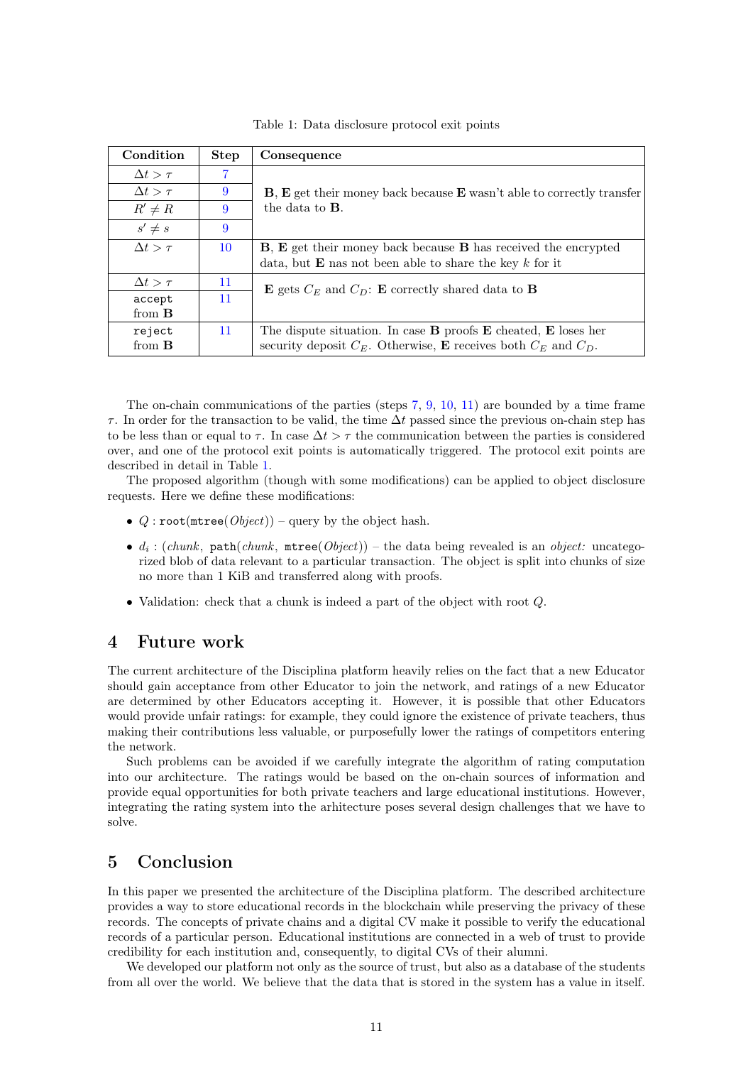Table 1: Data disclosure protocol exit points

| Condition | Step | Consequence |
| --- | --- | --- |
| $\Delta t > \tau$ | 7 | **B**, **E** get their money back because **E** wasn't able to correctly transfer the data to **B**. |
| $\Delta t > \tau$ | 9 | |
| $R' \neq R$ | 9 | |
| $s' \neq s$ | 9 | |
| $\Delta t > \tau$ | 10 | **B**, **E** get their money back because **B** has received the encrypted data, but **E** nas not been able to share the key $k$ for it |
| $\Delta t > \tau$ | 11 | **E** gets $C_E$ and $C_D$: **E** correctly shared data to **B** |
| `accept` from **B** | 11 | |
| `reject` from **B** | 11 | The dispute situation. In case **B** proofs **E** cheated, **E** loses her security deposit $C_E$. Otherwise, **E** receives both $C_E$ and $C_D$. |

The on-chain communications of the parties (steps 7, 9, 10, 11) are bounded by a time frame $\tau$. In order for the transaction to be valid, the time $\Delta t$ passed since the previous on-chain step has to be less than or equal to $\tau$. In case $\Delta t > \tau$ the communication between the parties is considered over, and one of the protocol exit points is automatically triggered. The protocol exit points are described in detail in Table 1.

The proposed algorithm (though with some modifications) can be applied to object disclosure requests. Here we define these modifications:

- $Q : \texttt{root}(\texttt{mtree}(Object))$ – query by the object hash.
- $d_i : (chunk,\ \texttt{path}(chunk,\ \texttt{mtree}(Object))$ – the data being revealed is an *object:* uncategorized blob of data relevant to a particular transaction. The object is split into chunks of size no more than 1 KiB and transferred along with proofs.
- Validation: check that a chunk is indeed a part of the object with root $Q$.

## 4 Future work

The current architecture of the Disciplina platform heavily relies on the fact that a new Educator should gain acceptance from other Educator to join the network, and ratings of a new Educator are determined by other Educators accepting it. However, it is possible that other Educators would provide unfair ratings: for example, they could ignore the existence of private teachers, thus making their contributions less valuable, or purposefully lower the ratings of competitors entering the network.

Such problems can be avoided if we carefully integrate the algorithm of rating computation into our architecture. The ratings would be based on the on-chain sources of information and provide equal opportunities for both private teachers and large educational institutions. However, integrating the rating system into the arhitecture poses several design challenges that we have to solve.

## 5 Conclusion

In this paper we presented the architecture of the Disciplina platform. The described architecture provides a way to store educational records in the blockchain while preserving the privacy of these records. The concepts of private chains and a digital CV make it possible to verify the educational records of a particular person. Educational institutions are connected in a web of trust to provide credibility for each institution and, consequently, to digital CVs of their alumni.

We developed our platform not only as the source of trust, but also as a database of the students from all over the world. We believe that the data that is stored in the system has a value in itself.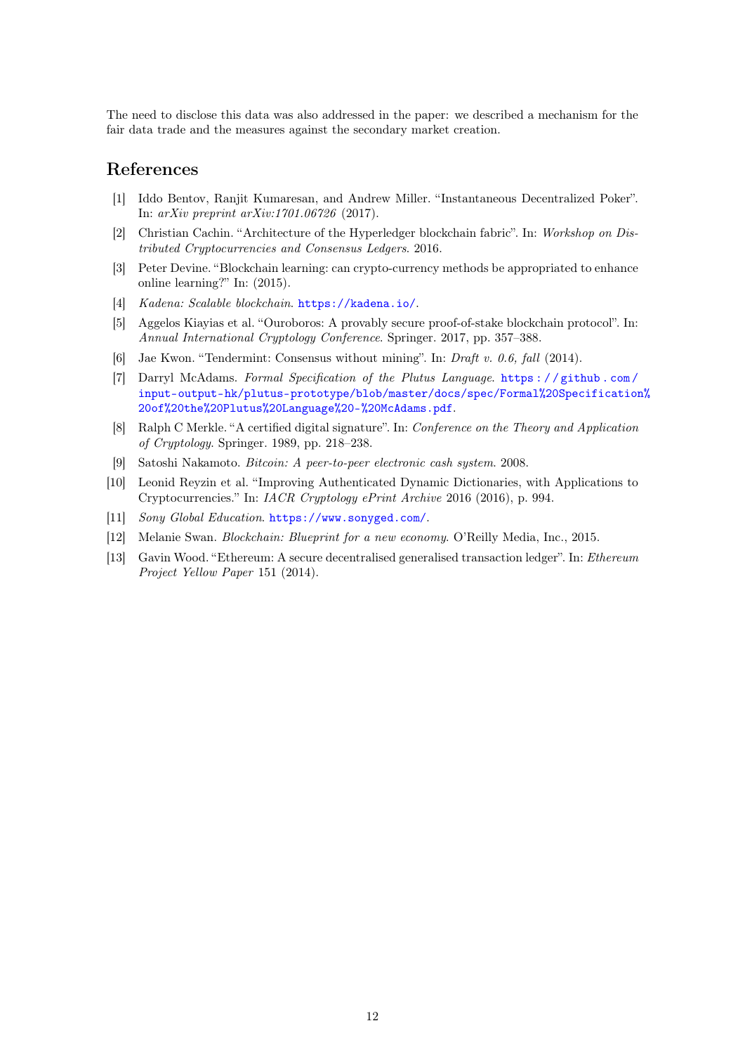The need to disclose this data was also addressed in the paper: we described a mechanism for the fair data trade and the measures against the secondary market creation.

## References

[1] Iddo Bentov, Ranjit Kumaresan, and Andrew Miller. "Instantaneous Decentralized Poker". In: *arXiv preprint arXiv:1701.06726* (2017).

[2] Christian Cachin. "Architecture of the Hyperledger blockchain fabric". In: *Workshop on Distributed Cryptocurrencies and Consensus Ledgers*. 2016.

[3] Peter Devine. "Blockchain learning: can crypto-currency methods be appropriated to enhance online learning?" In: (2015).

[4] *Kadena: Scalable blockchain*. https://kadena.io/.

[5] Aggelos Kiayias et al. "Ouroboros: A provably secure proof-of-stake blockchain protocol". In: *Annual International Cryptology Conference*. Springer. 2017, pp. 357–388.

[6] Jae Kwon. "Tendermint: Consensus without mining". In: *Draft v. 0.6, fall* (2014).

[7] Darryl McAdams. *Formal Specification of the Plutus Language*. https://github.com/input-output-hk/plutus-prototype/blob/master/docs/spec/Formal%20Specification%20of%20the%20Plutus%20Language%20-%20McAdams.pdf.

[8] Ralph C Merkle. "A certified digital signature". In: *Conference on the Theory and Application of Cryptology*. Springer. 1989, pp. 218–238.

[9] Satoshi Nakamoto. *Bitcoin: A peer-to-peer electronic cash system*. 2008.

[10] Leonid Reyzin et al. "Improving Authenticated Dynamic Dictionaries, with Applications to Cryptocurrencies." In: *IACR Cryptology ePrint Archive* 2016 (2016), p. 994.

[11] *Sony Global Education*. https://www.sonyged.com/.

[12] Melanie Swan. *Blockchain: Blueprint for a new economy*. O'Reilly Media, Inc., 2015.

[13] Gavin Wood. "Ethereum: A secure decentralised generalised transaction ledger". In: *Ethereum Project Yellow Paper* 151 (2014).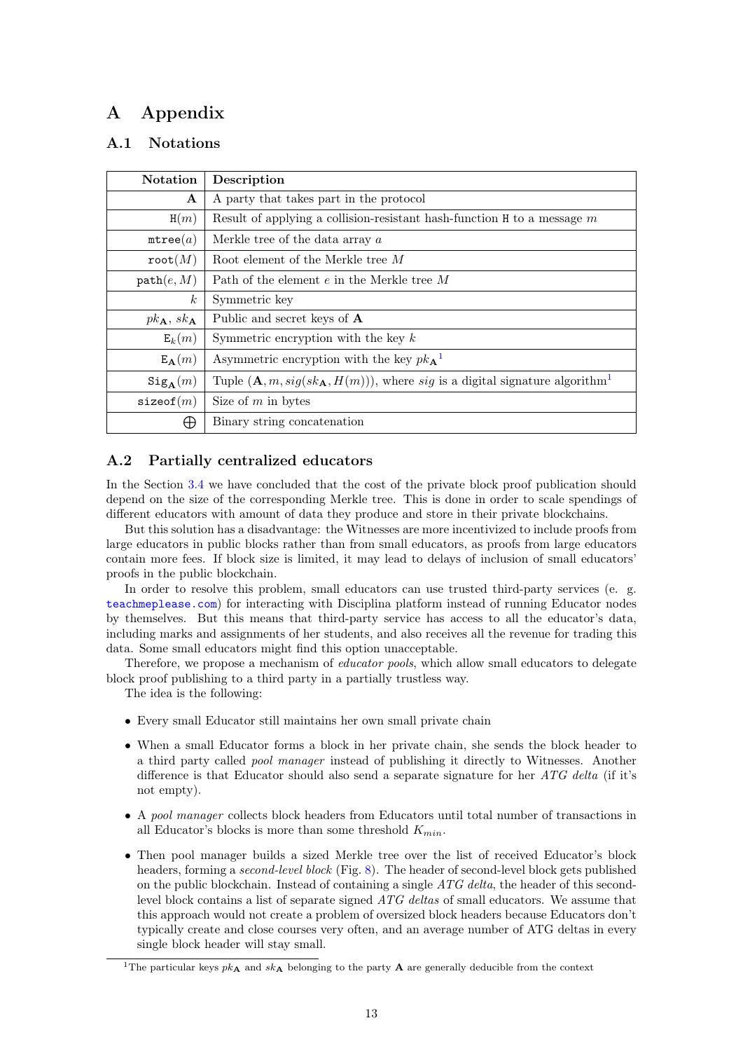# A Appendix

## A.1 Notations

| Notation | Description |
|---|---|
| $\mathbf{A}$ | A party that takes part in the protocol |
| $\mathtt{H}(m)$ | Result of applying a collision-resistant hash-function H to a message $m$ |
| $\mathtt{mtree}(a)$ | Merkle tree of the data array $a$ |
| $\mathtt{root}(M)$ | Root element of the Merkle tree $M$ |
| $\mathtt{path}(e, M)$ | Path of the element $e$ in the Merkle tree $M$ |
| $k$ | Symmetric key |
| $pk_{\mathbf{A}}$, $sk_{\mathbf{A}}$ | Public and secret keys of $\mathbf{A}$ |
| $\mathtt{E}_k(m)$ | Symmetric encryption with the key $k$ |
| $\mathtt{E}_{\mathbf{A}}(m)$ | Asymmetric encryption with the key $pk_{\mathbf{A}}$[1] |
| $\mathtt{Sig}_{\mathbf{A}}(m)$ | Tuple $(\mathbf{A}, m, sig(sk_{\mathbf{A}}, H(m)))$, where $sig$ is a digital signature algorithm[1] |
| $\mathtt{sizeof}(m)$ | Size of $m$ in bytes |
| $\bigoplus$ | Binary string concatenation |

## A.2 Partially centralized educators

In the Section 3.4 we have concluded that the cost of the private block proof publication should depend on the size of the corresponding Merkle tree. This is done in order to scale spendings of different educators with amount of data they produce and store in their private blockchains.

But this solution has a disadvantage: the Witnesses are more incentivized to include proofs from large educators in public blocks rather than from small educators, as proofs from large educators contain more fees. If block size is limited, it may lead to delays of inclusion of small educators' proofs in the public blockchain.

In order to resolve this problem, small educators can use trusted third-party services (e. g. teachmeplease.com) for interacting with Disciplina platform instead of running Educator nodes by themselves. But this means that third-party service has access to all the educator's data, including marks and assignments of her students, and also receives all the revenue for trading this data. Some small educators might find this option unacceptable.

Therefore, we propose a mechanism of *educator pools*, which allow small educators to delegate block proof publishing to a third party in a partially trustless way.

The idea is the following:

- Every small Educator still maintains her own small private chain
- When a small Educator forms a block in her private chain, she sends the block header to a third party called *pool manager* instead of publishing it directly to Witnesses. Another difference is that Educator should also send a separate signature for her *ATG delta* (if it's not empty).
- A *pool manager* collects block headers from Educators until total number of transactions in all Educator's blocks is more than some threshold $K_{min}$.
- Then pool manager builds a sized Merkle tree over the list of received Educator's block headers, forming a *second-level block* (Fig. 8). The header of second-level block gets published on the public blockchain. Instead of containing a single *ATG delta*, the header of this second-level block contains a list of separate signed *ATG deltas* of small educators. We assume that this approach would not create a problem of oversized block headers because Educators don't typically create and close courses very often, and an average number of ATG deltas in every single block header will stay small.

[1] The particular keys $pk_{\mathbf{A}}$ and $sk_{\mathbf{A}}$ belonging to the party $\mathbf{A}$ are generally deducible from the context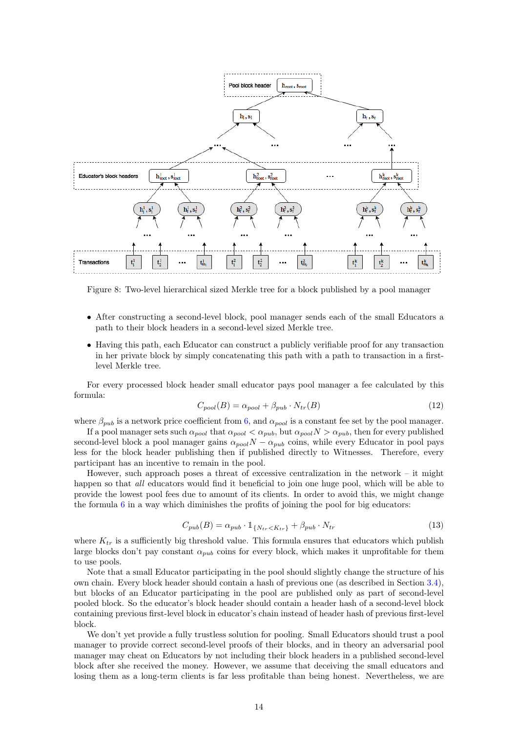Figure 8: Two-level hierarchical sized Merkle tree for a block published by a pool manager

- After constructing a second-level block, pool manager sends each of the small Educators a path to their block headers in a second-level sized Merkle tree.
- Having this path, each Educator can construct a publicly verifiable proof for any transaction in her private block by simply concatenating this path with a path to transaction in a first-level Merkle tree.

For every processed block header small educator pays pool manager a fee calculated by this formula:

$$C_{pool}(B) = \alpha_{pool} + \beta_{pub} \cdot N_{tr}(B) \tag{12}$$

where $\beta_{pub}$ is a network price coefficient from 6, and $\alpha_{pool}$ is a constant fee set by the pool manager.

If a pool manager sets such $\alpha_{pool}$ that $\alpha_{pool} < \alpha_{pub}$, but $\alpha_{pool} N > \alpha_{pub}$, then for every published second-level block a pool manager gains $\alpha_{pool} N - \alpha_{pub}$ coins, while every Educator in pool pays less for the block header publishing then if published directly to Witnesses. Therefore, every participant has an incentive to remain in the pool.

However, such approach poses a threat of excessive centralization in the network – it might happen so that *all* educators would find it beneficial to join one huge pool, which will be able to provide the lowest pool fees due to amount of its clients. In order to avoid this, we might change the formula 6 in a way which diminishes the profits of joining the pool for big educators:

$$C_{pub}(B) = \alpha_{pub} \cdot \mathbb{1}_{\{N_{tr} < K_{tr}\}} + \beta_{pub} \cdot N_{tr} \tag{13}$$

where $K_{tr}$ is a sufficiently big threshold value. This formula ensures that educators which publish large blocks don't pay constant $\alpha_{pub}$ coins for every block, which makes it unprofitable for them to use pools.

Note that a small Educator participating in the pool should slightly change the structure of his own chain. Every block header should contain a hash of previous one (as described in Section 3.4), but blocks of an Educator participating in the pool are published only as part of second-level pooled block. So the educator's block header should contain a header hash of a second-level block containing previous first-level block in educator's chain instead of header hash of previous first-level block.

We don't yet provide a fully trustless solution for pooling. Small Educators should trust a pool manager to provide correct second-level proofs of their blocks, and in theory an adversarial pool manager may cheat on Educators by not including their block headers in a published second-level block after she received the money. However, we assume that deceiving the small educators and losing them as a long-term clients is far less profitable than being honest. Nevertheless, we are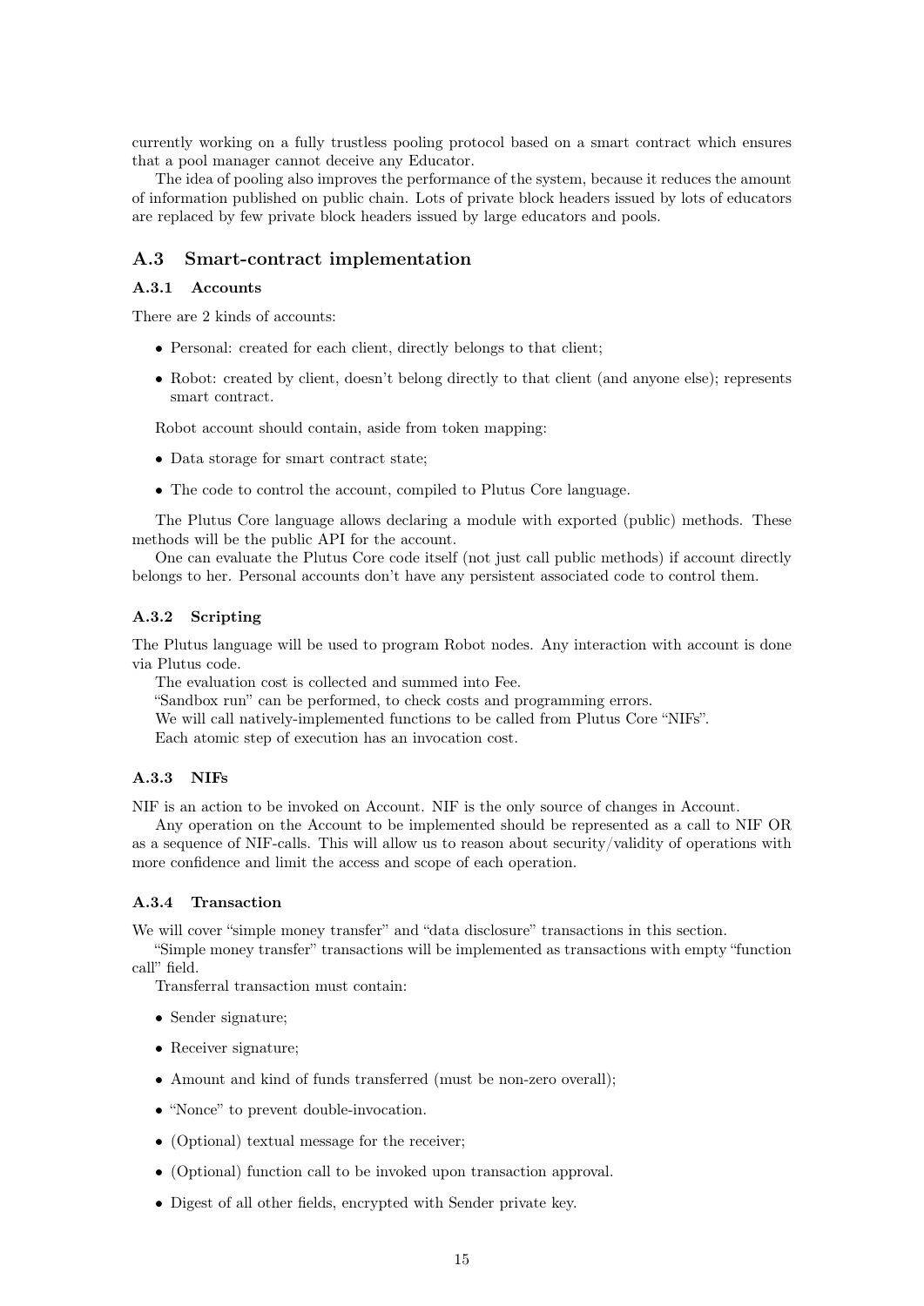currently working on a fully trustless pooling protocol based on a smart contract which ensures that a pool manager cannot deceive any Educator.

The idea of pooling also improves the performance of the system, because it reduces the amount of information published on public chain. Lots of private block headers issued by lots of educators are replaced by few private block headers issued by large educators and pools.

## A.3 Smart-contract implementation

### A.3.1 Accounts

There are 2 kinds of accounts:

- Personal: created for each client, directly belongs to that client;
- Robot: created by client, doesn't belong directly to that client (and anyone else); represents smart contract.

Robot account should contain, aside from token mapping:

- Data storage for smart contract state;
- The code to control the account, compiled to Plutus Core language.

The Plutus Core language allows declaring a module with exported (public) methods. These methods will be the public API for the account.

One can evaluate the Plutus Core code itself (not just call public methods) if account directly belongs to her. Personal accounts don't have any persistent associated code to control them.

### A.3.2 Scripting

The Plutus language will be used to program Robot nodes. Any interaction with account is done via Plutus code.

The evaluation cost is collected and summed into Fee.

"Sandbox run" can be performed, to check costs and programming errors.

We will call natively-implemented functions to be called from Plutus Core "NIFs".

Each atomic step of execution has an invocation cost.

### A.3.3 NIFs

NIF is an action to be invoked on Account. NIF is the only source of changes in Account.

Any operation on the Account to be implemented should be represented as a call to NIF OR as a sequence of NIF-calls. This will allow us to reason about security/validity of operations with more confidence and limit the access and scope of each operation.

### A.3.4 Transaction

We will cover "simple money transfer" and "data disclosure" transactions in this section.

"Simple money transfer" transactions will be implemented as transactions with empty "function call" field.

Transferral transaction must contain:

- Sender signature;
- Receiver signature;
- Amount and kind of funds transferred (must be non-zero overall);
- "Nonce" to prevent double-invocation.
- (Optional) textual message for the receiver;
- (Optional) function call to be invoked upon transaction approval.
- Digest of all other fields, encrypted with Sender private key.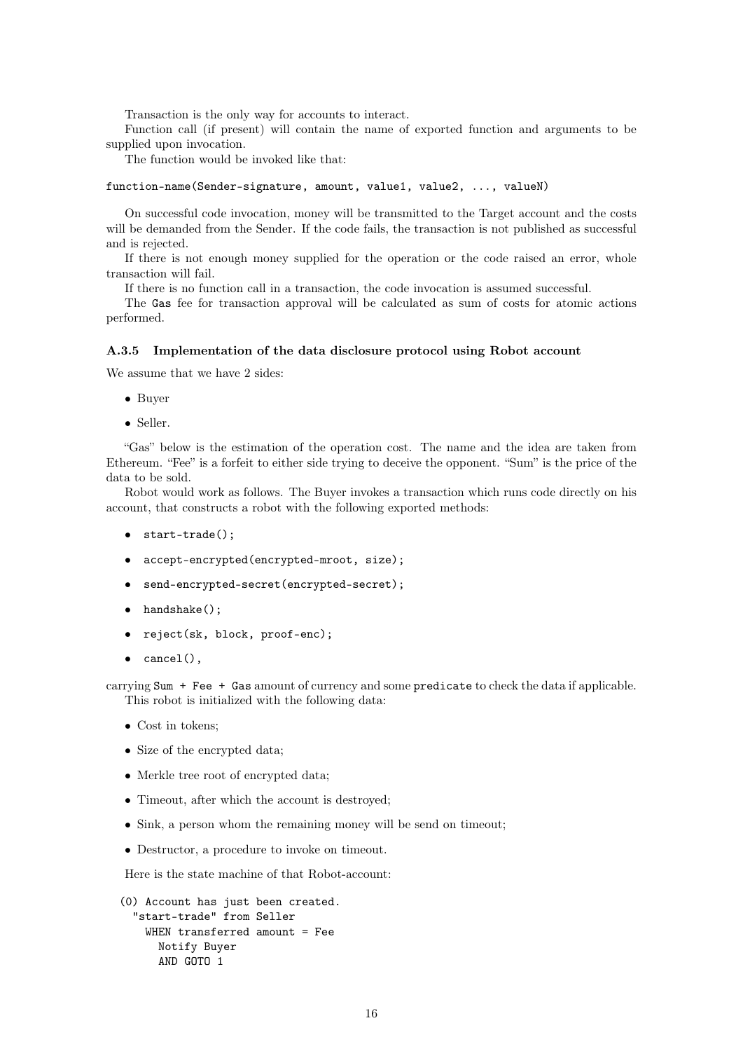Transaction is the only way for accounts to interact.

Function call (if present) will contain the name of exported function and arguments to be supplied upon invocation.

The function would be invoked like that:

```
function-name(Sender-signature, amount, value1, value2, ..., valueN)
```

On successful code invocation, money will be transmitted to the Target account and the costs will be demanded from the Sender. If the code fails, the transaction is not published as successful and is rejected.

If there is not enough money supplied for the operation or the code raised an error, whole transaction will fail.

If there is no function call in a transaction, the code invocation is assumed successful.

The `Gas` fee for transaction approval will be calculated as sum of costs for atomic actions performed.

#### A.3.5 Implementation of the data disclosure protocol using Robot account

We assume that we have 2 sides:

- Buyer
- Seller.

"Gas" below is the estimation of the operation cost. The name and the idea are taken from Ethereum. "Fee" is a forfeit to either side trying to deceive the opponent. "Sum" is the price of the data to be sold.

Robot would work as follows. The Buyer invokes a transaction which runs code directly on his account, that constructs a robot with the following exported methods:

- `start-trade();`
- `accept-encrypted(encrypted-mroot, size);`
- `send-encrypted-secret(encrypted-secret);`
- `handshake();`
- `reject(sk, block, proof-enc);`
- `cancel(),`

carrying `Sum + Fee + Gas` amount of currency and some `predicate` to check the data if applicable.

This robot is initialized with the following data:

- Cost in tokens;
- Size of the encrypted data;
- Merkle tree root of encrypted data;
- Timeout, after which the account is destroyed;
- Sink, a person whom the remaining money will be send on timeout;
- Destructor, a procedure to invoke on timeout.

Here is the state machine of that Robot-account:

```
(0) Account has just been created.
  "start-trade" from Seller
    WHEN transferred amount = Fee
      Notify Buyer
      AND GOTO 1
```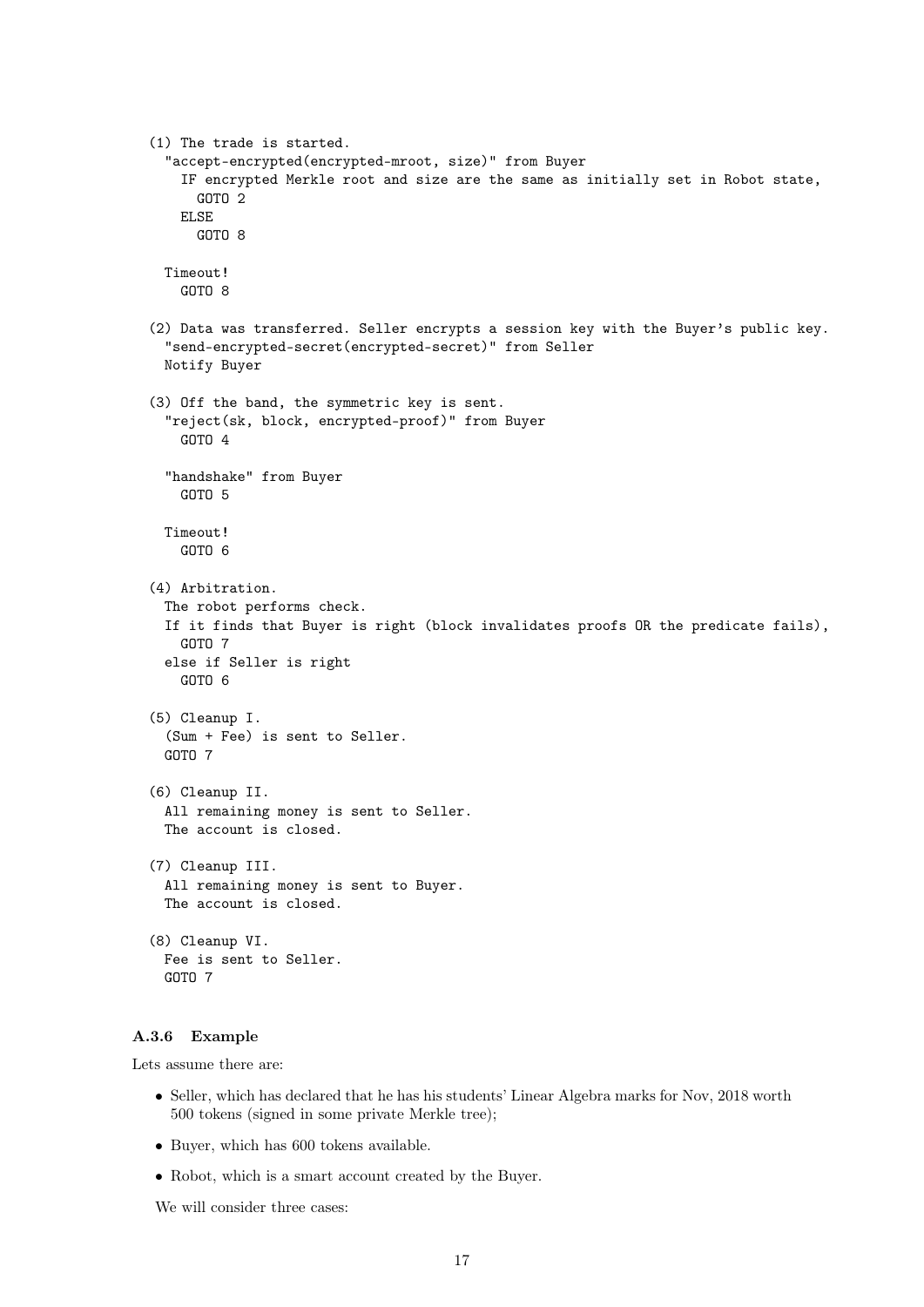```
(1) The trade is started.
  "accept-encrypted(encrypted-mroot, size)" from Buyer
    IF encrypted Merkle root and size are the same as initially set in Robot state,
      GOTO 2
    ELSE
      GOTO 8

  Timeout!
    GOTO 8

(2) Data was transferred. Seller encrypts a session key with the Buyer's public key.
  "send-encrypted-secret(encrypted-secret)" from Seller
  Notify Buyer

(3) Off the band, the symmetric key is sent.
  "reject(sk, block, encrypted-proof)" from Buyer
    GOTO 4

  "handshake" from Buyer
    GOTO 5

  Timeout!
    GOTO 6

(4) Arbitration.
  The robot performs check.
  If it finds that Buyer is right (block invalidates proofs OR the predicate fails),
    GOTO 7
  else if Seller is right
    GOTO 6

(5) Cleanup I.
  (Sum + Fee) is sent to Seller.
  GOTO 7

(6) Cleanup II.
  All remaining money is sent to Seller.
  The account is closed.

(7) Cleanup III.
  All remaining money is sent to Buyer.
  The account is closed.

(8) Cleanup VI.
  Fee is sent to Seller.
  GOTO 7
```

### A.3.6 Example

Lets assume there are:

- Seller, which has declared that he has his students' Linear Algebra marks for Nov, 2018 worth 500 tokens (signed in some private Merkle tree);
- Buyer, which has 600 tokens available.
- Robot, which is a smart account created by the Buyer.

We will consider three cases: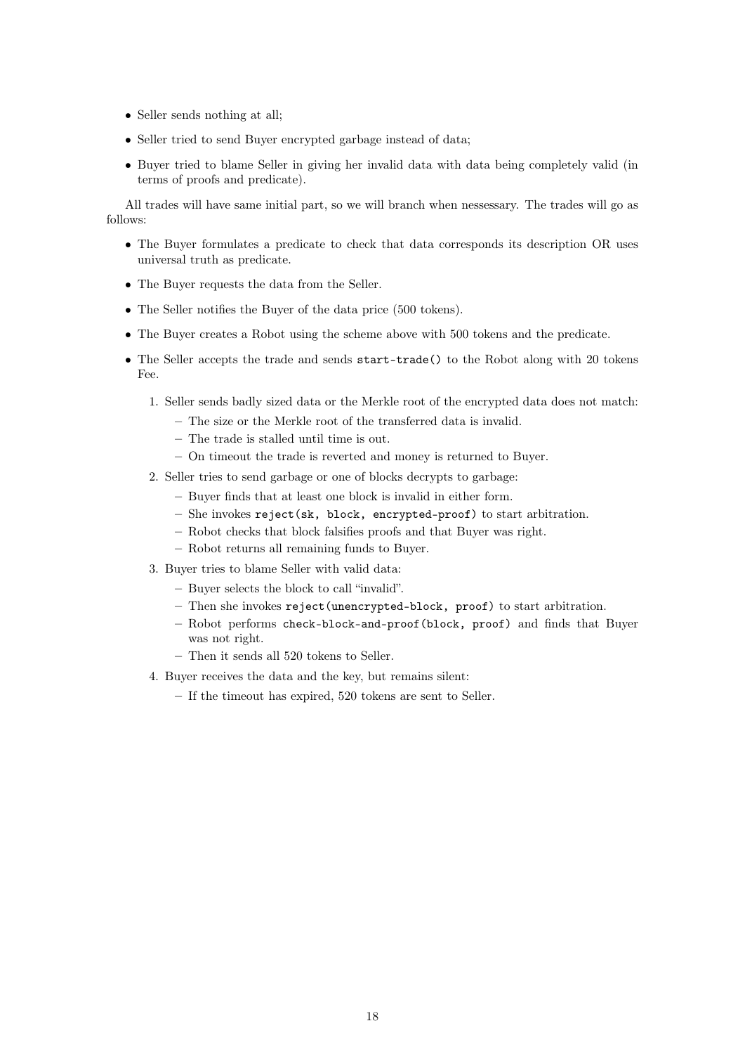- Seller sends nothing at all;
- Seller tried to send Buyer encrypted garbage instead of data;
- Buyer tried to blame Seller in giving her invalid data with data being completely valid (in terms of proofs and predicate).

All trades will have same initial part, so we will branch when nessessary. The trades will go as follows:

- The Buyer formulates a predicate to check that data corresponds its description OR uses universal truth as predicate.
- The Buyer requests the data from the Seller.
- The Seller notifies the Buyer of the data price (500 tokens).
- The Buyer creates a Robot using the scheme above with 500 tokens and the predicate.
- The Seller accepts the trade and sends `start-trade()` to the Robot along with 20 tokens Fee.

  1. Seller sends badly sized data or the Merkle root of the encrypted data does not match:
     - The size or the Merkle root of the transferred data is invalid.
     - The trade is stalled until time is out.
     - On timeout the trade is reverted and money is returned to Buyer.
  2. Seller tries to send garbage or one of blocks decrypts to garbage:
     - Buyer finds that at least one block is invalid in either form.
     - She invokes `reject(sk, block, encrypted-proof)` to start arbitration.
     - Robot checks that block falsifies proofs and that Buyer was right.
     - Robot returns all remaining funds to Buyer.
  3. Buyer tries to blame Seller with valid data:
     - Buyer selects the block to call "invalid".
     - Then she invokes `reject(unencrypted-block, proof)` to start arbitration.
     - Robot performs `check-block-and-proof(block, proof)` and finds that Buyer was not right.
     - Then it sends all 520 tokens to Seller.
  4. Buyer receives the data and the key, but remains silent:
     - If the timeout has expired, 520 tokens are sent to Seller.